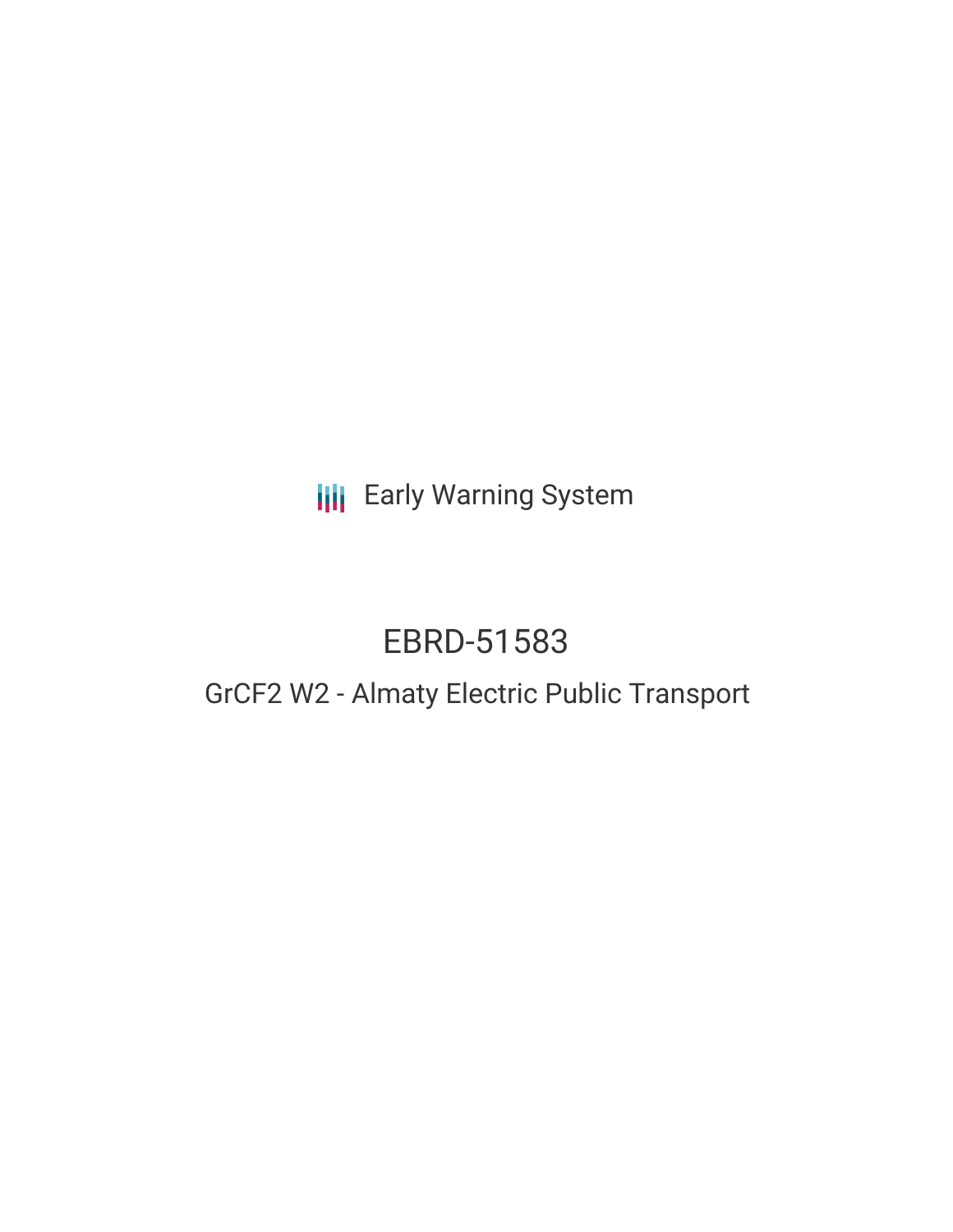Early Warning System

# EBRD-51583

## GrCF2 W2 - Almaty Electric Public Transport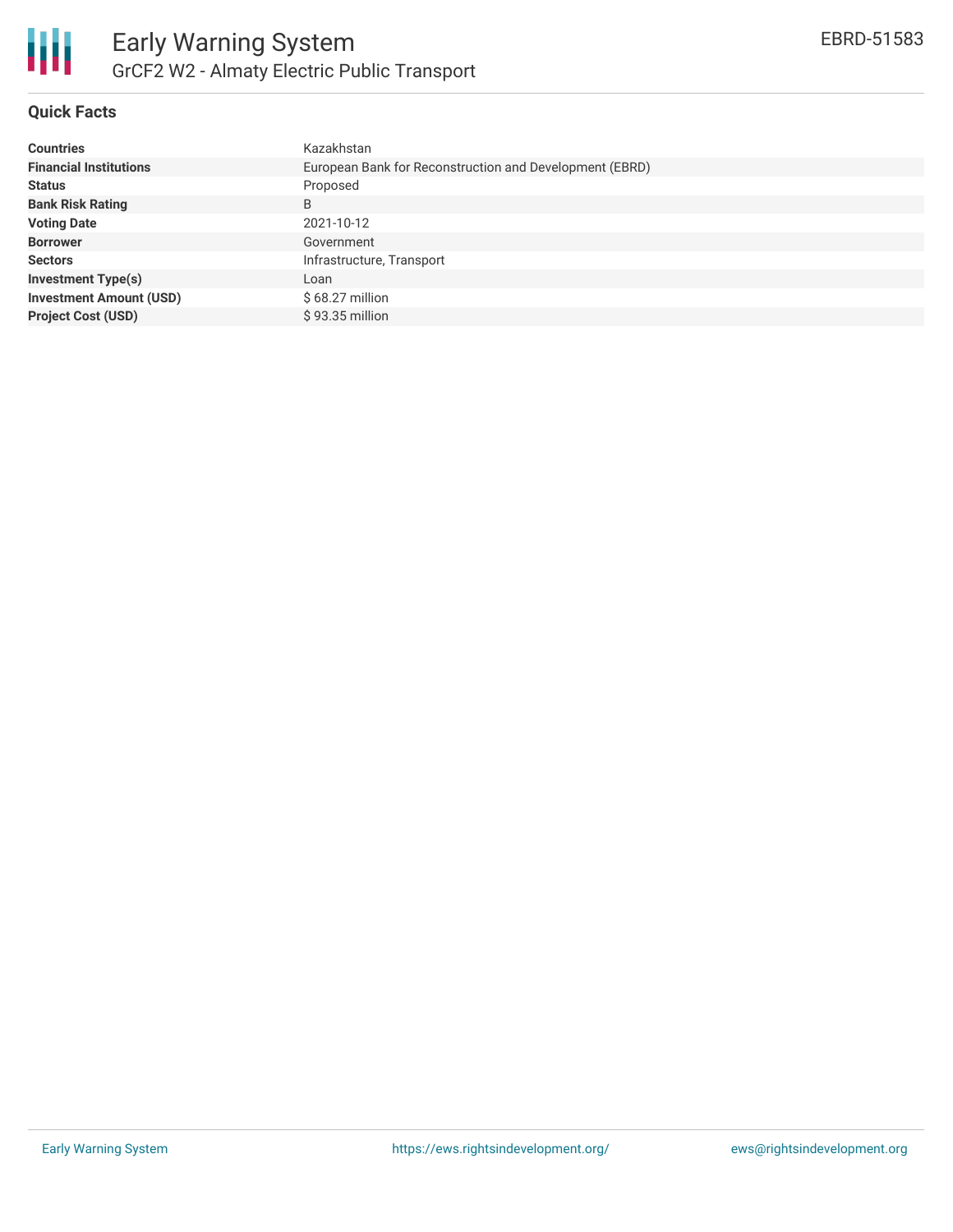# Early Warning System

## GrCF2 W2 - Almaty Electric Public Transport

EBRD-51583

### Quick Facts

| | |
|---|---|
| **Countries** | Kazakhstan |
| **Financial Institutions** | European Bank for Reconstruction and Development (EBRD) |
| **Status** | Proposed |
| **Bank Risk Rating** | B |
| **Voting Date** | 2021-10-12 |
| **Borrower** | Government |
| **Sectors** | Infrastructure, Transport |
| **Investment Type(s)** | Loan |
| **Investment Amount (USD)** | $ 68.27 million |
| **Project Cost (USD)** | $ 93.35 million |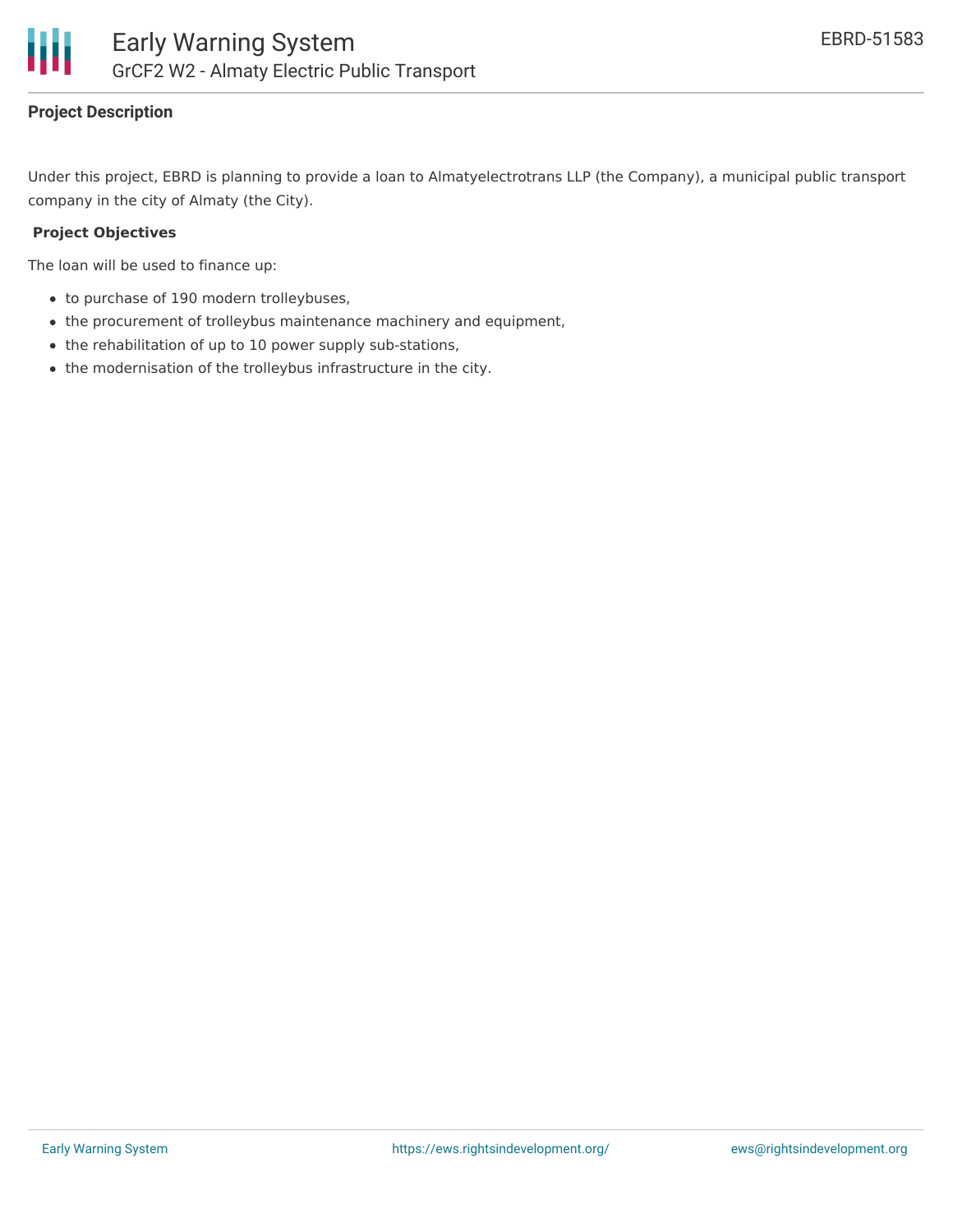## Project Description

Under this project, EBRD is planning to provide a loan to Almatyelectrotrans LLP (the Company), a municipal public transport company in the city of Almaty (the City).

**Project Objectives**

The loan will be used to finance up:

- to purchase of 190 modern trolleybuses,
- the procurement of trolleybus maintenance machinery and equipment,
- the rehabilitation of up to 10 power supply sub-stations,
- the modernisation of the trolleybus infrastructure in the city.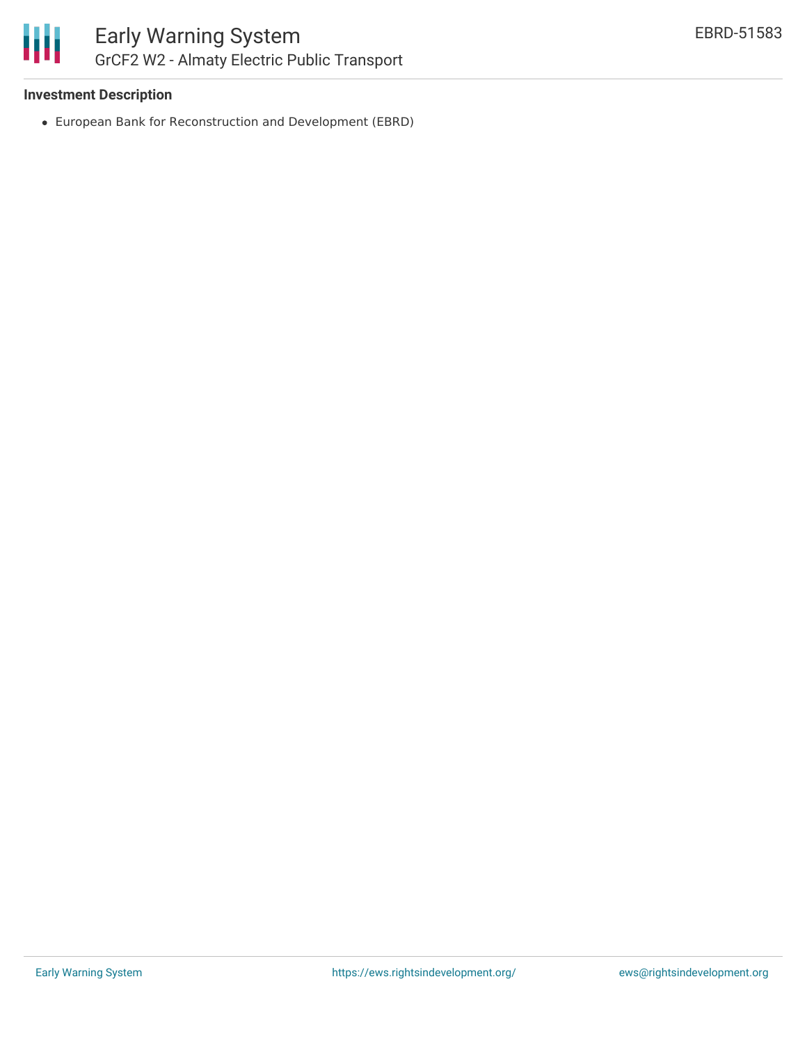### Investment Description

- European Bank for Reconstruction and Development (EBRD)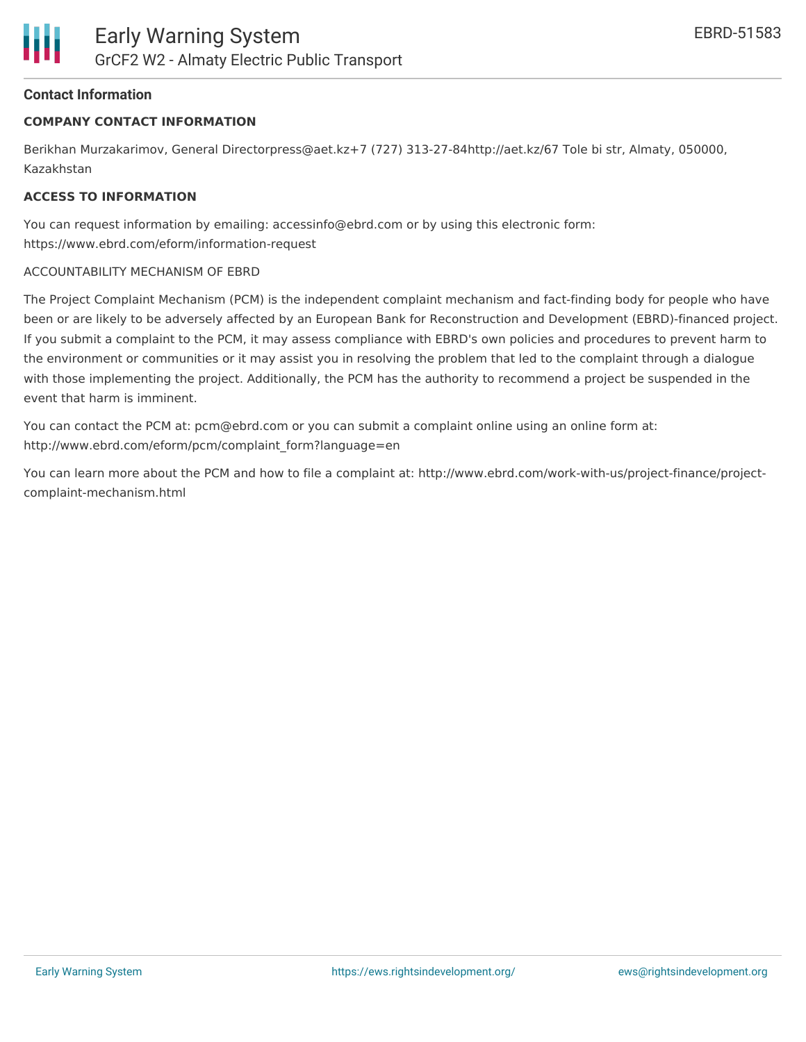## Contact Information

### COMPANY CONTACT INFORMATION

Berikhan Murzakarimov, General Directorpress@aet.kz+7 (727) 313-27-84http://aet.kz/67 Tole bi str, Almaty, 050000, Kazakhstan

### ACCESS TO INFORMATION

You can request information by emailing: accessinfo@ebrd.com or by using this electronic form: https://www.ebrd.com/eform/information-request

ACCOUNTABILITY MECHANISM OF EBRD

The Project Complaint Mechanism (PCM) is the independent complaint mechanism and fact-finding body for people who have been or are likely to be adversely affected by an European Bank for Reconstruction and Development (EBRD)-financed project. If you submit a complaint to the PCM, it may assess compliance with EBRD's own policies and procedures to prevent harm to the environment or communities or it may assist you in resolving the problem that led to the complaint through a dialogue with those implementing the project. Additionally, the PCM has the authority to recommend a project be suspended in the event that harm is imminent.

You can contact the PCM at: pcm@ebrd.com or you can submit a complaint online using an online form at: http://www.ebrd.com/eform/pcm/complaint_form?language=en

You can learn more about the PCM and how to file a complaint at: http://www.ebrd.com/work-with-us/project-finance/project-complaint-mechanism.html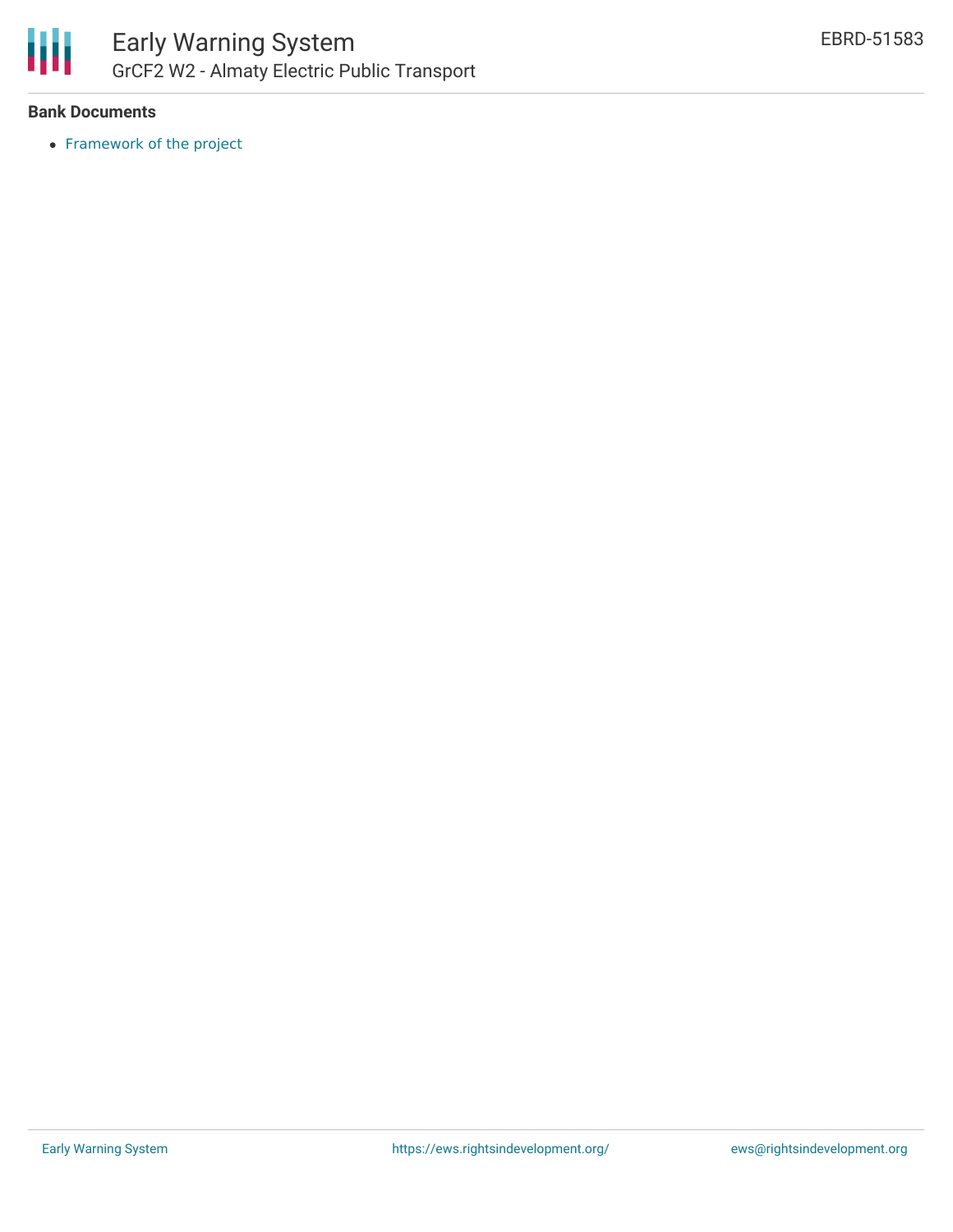**Bank Documents**

- Framework of the project